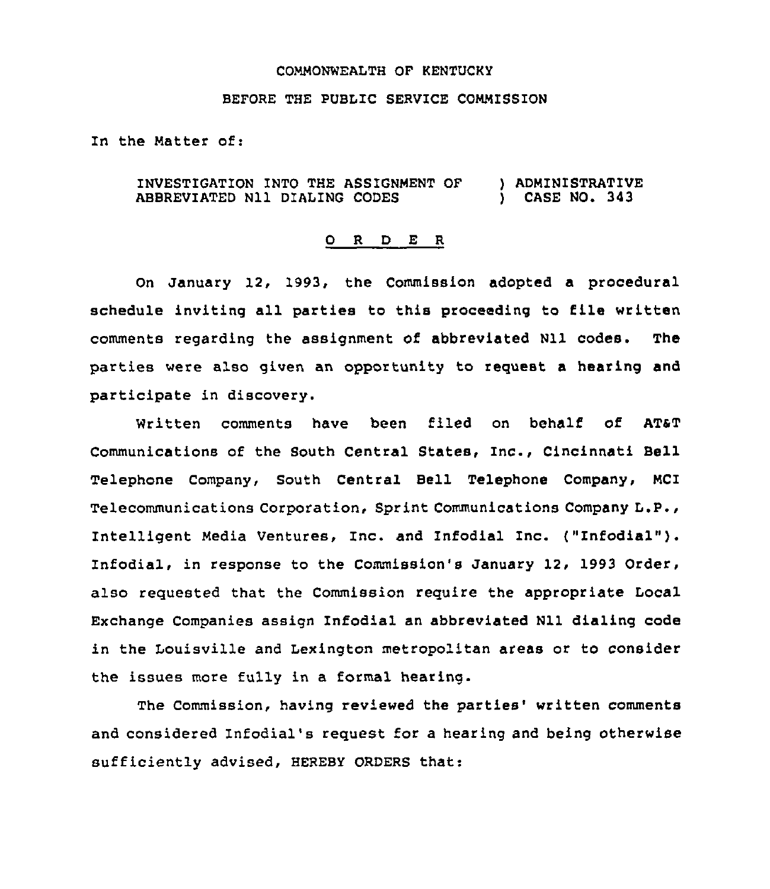COMMONWEALTH OF KENTUCKY

BEFORE THE PUBLIC SERVICE COMMISSION

In the Matter of:

INVESTIGATION INTO THE ASSIGNMENT OF ABBREVIATED N11 DIALING CODES ) ADMINISTRATIVE ) CASE NO. 343

**O R D E R**

On January 12, 1993, the Commission adopted a procedural schedule inviting all parties to this proceeding to file written comments regarding the assignment of abbreviated N11 codes. The parties were also given an opportunity to request a hearing and participate in discovery.

Written comments have been filed on behalf of AT&T Communications of the South Central States, Inc., Cincinnati Bell Telephone Company, South Central Bell Telephone Company, MCI Telecommunications Corporation, Sprint Communications Company L.P., Intelligent Media Ventures, Inc. and Infodial Inc. ("Infodial"). Infodial, in response to the Commission's January 12, 1993 Order, also requested that the Commission require the appropriate Local Exchange Companies assign Infodial an abbreviated N11 dialing code in the Louisville and Lexington metropolitan areas or to consider the issues more fully in a formal hearing.

The Commission, having reviewed the parties' written comments and considered Infodial's request for a hearing and being otherwise sufficiently advised, HEREBY ORDERS that: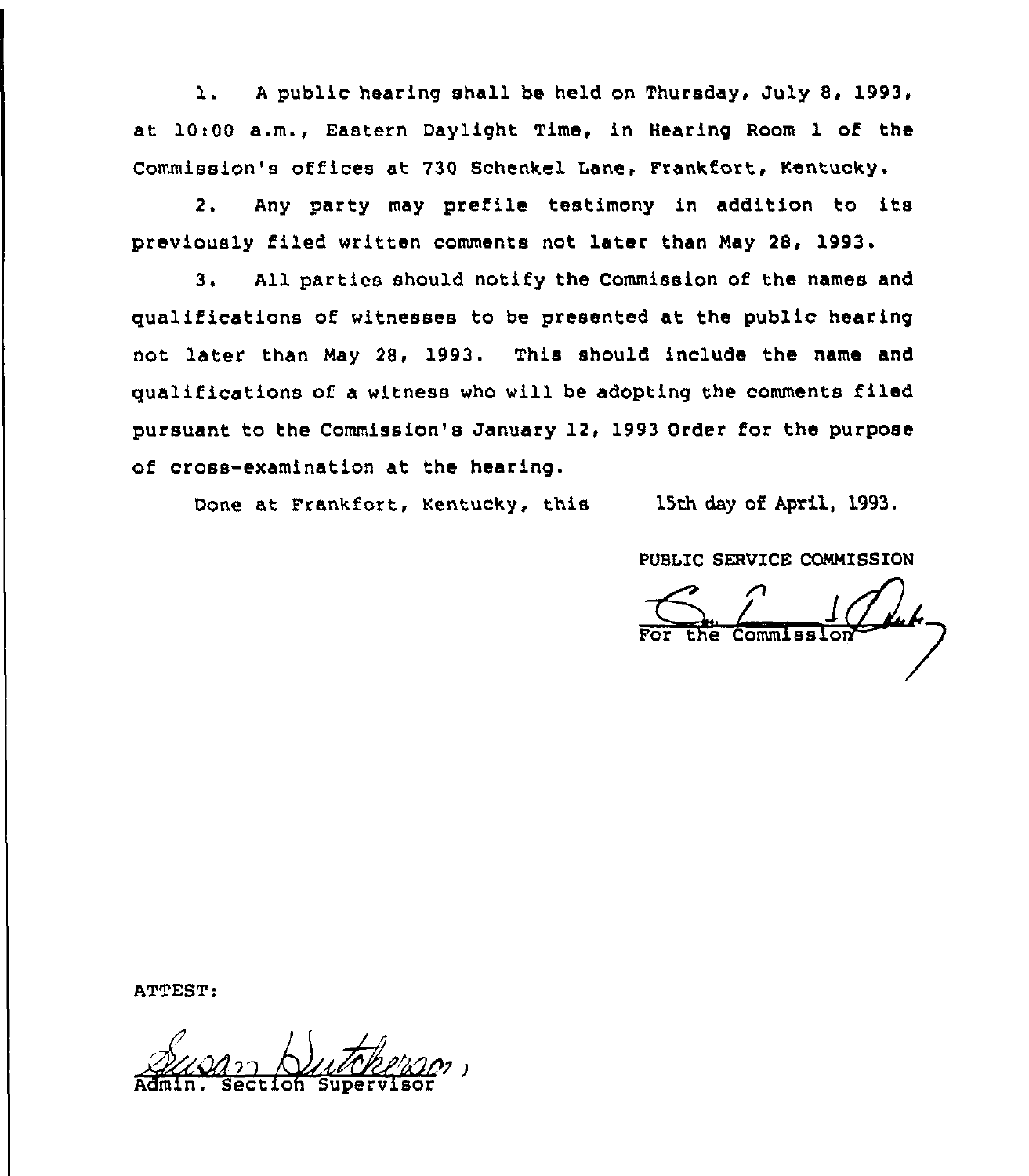1. A public hearing shall be held on Thursday, July 8, 1993, at 10:00 a.m., Eastern Daylight Time, in Hearing Room 1 of the Commission's offices at 730 Schenkel Lane, Frankfort, Kentucky.

2. Any party may prefile testimony in addition to its previously filed written comments not later than May 28, 1993.

3. All parties should notify the Commission of the names and qualifications of witnesses to be presented at the public hearing not later than May 28, 1993. This should include the name and qualifications of a witness who will be adopting the comments filed pursuant to the Commission's January 12, 1993 Order for the purpose of cross-examination at the hearing.

Done at Frankfort, Kentucky, this 15th day of April, 1993.

PUBLIC SERVICE COMMISSION

For the Commission

ATTEST:

Admin. Section Supervisor